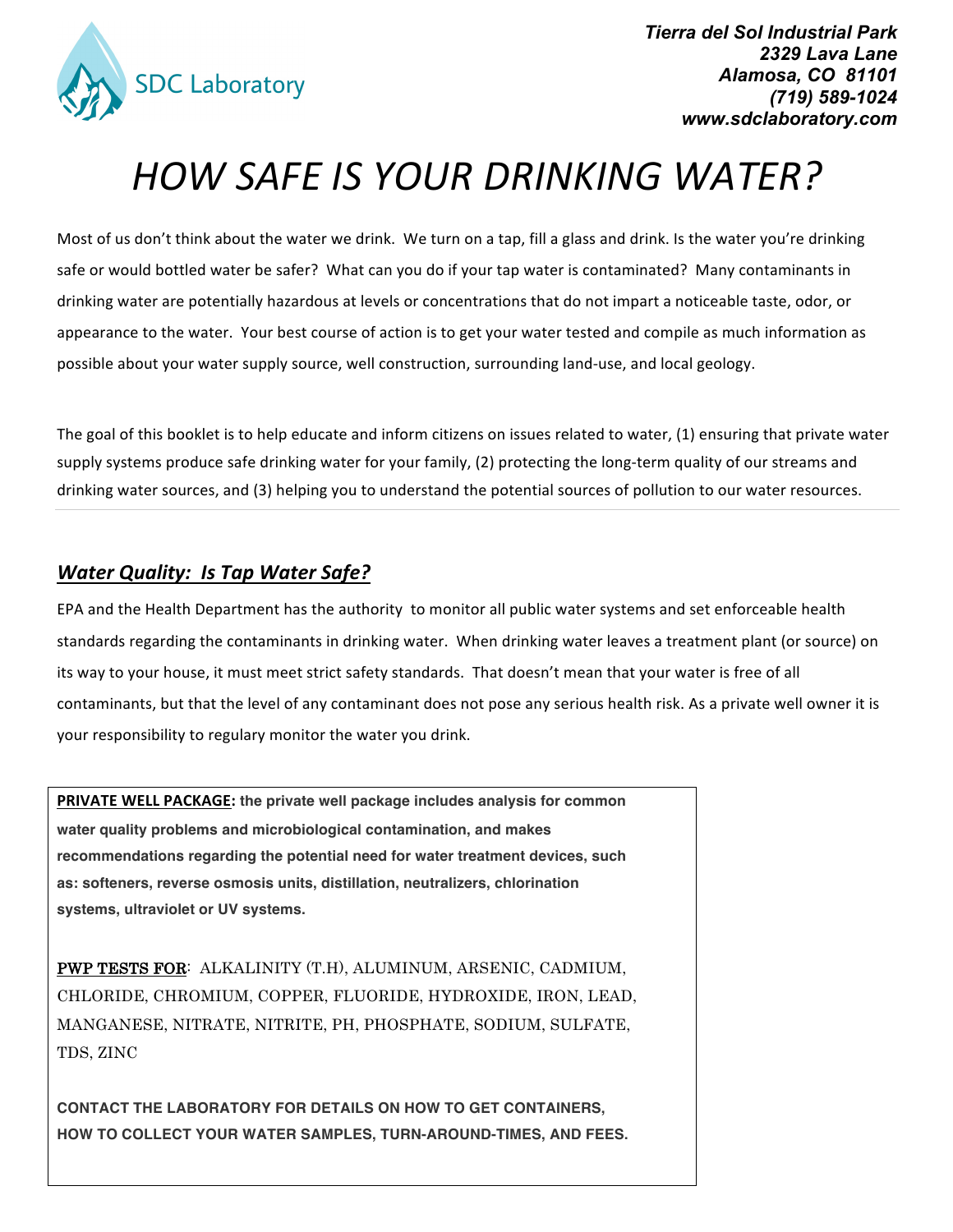SDC Laboratory

*Tierra del Sol Industrial Park*
*2329 Lava Lane*
*Alamosa, CO 81101*
*(719) 589-1024*
*www.sdclaboratory.com*

# *HOW SAFE IS YOUR DRINKING WATER?*

Most of us don't think about the water we drink. We turn on a tap, fill a glass and drink. Is the water you're drinking safe or would bottled water be safer? What can you do if your tap water is contaminated? Many contaminants in drinking water are potentially hazardous at levels or concentrations that do not impart a noticeable taste, odor, or appearance to the water. Your best course of action is to get your water tested and compile as much information as possible about your water supply source, well construction, surrounding land-use, and local geology.

The goal of this booklet is to help educate and inform citizens on issues related to water, (1) ensuring that private water supply systems produce safe drinking water for your family, (2) protecting the long-term quality of our streams and drinking water sources, and (3) helping you to understand the potential sources of pollution to our water resources.

---

## ***Water Quality: Is Tap Water Safe?***

EPA and the Health Department has the authority to monitor all public water systems and set enforceable health standards regarding the contaminants in drinking water. When drinking water leaves a treatment plant (or source) on its way to your house, it must meet strict safety standards. That doesn't mean that your water is free of all contaminants, but that the level of any contaminant does not pose any serious health risk. As a private well owner it is your responsibility to regulary monitor the water you drink.

**PRIVATE WELL PACKAGE: the private well package includes analysis for common water quality problems and microbiological contamination, and makes recommendations regarding the potential need for water treatment devices, such as: softeners, reverse osmosis units, distillation, neutralizers, chlorination systems, ultraviolet or UV systems.**

PWP TESTS FOR: ALKALINITY (T.H), ALUMINUM, ARSENIC, CADMIUM, CHLORIDE, CHROMIUM, COPPER, FLUORIDE, HYDROXIDE, IRON, LEAD, MANGANESE, NITRATE, NITRITE, PH, PHOSPHATE, SODIUM, SULFATE, TDS, ZINC

**CONTACT THE LABORATORY FOR DETAILS ON HOW TO GET CONTAINERS, HOW TO COLLECT YOUR WATER SAMPLES, TURN-AROUND-TIMES, AND FEES.**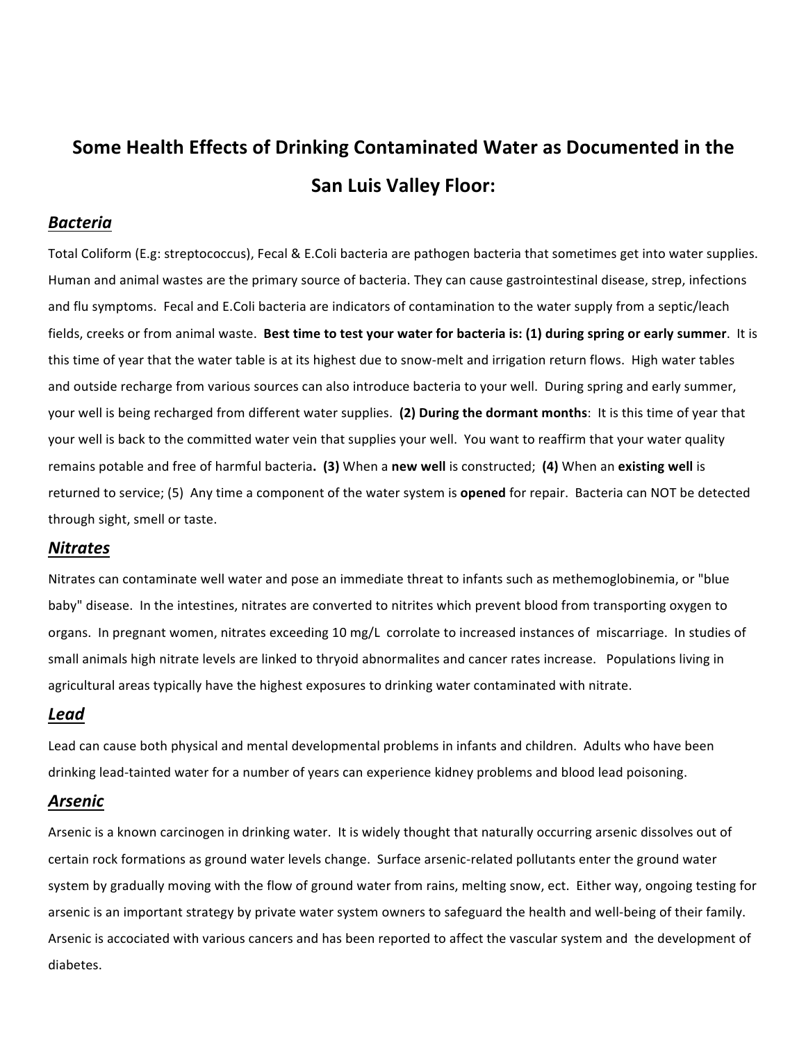# Some Health Effects of Drinking Contaminated Water as Documented in the San Luis Valley Floor:

## ***Bacteria***

Total Coliform (E.g: streptococcus), Fecal & E.Coli bacteria are pathogen bacteria that sometimes get into water supplies. Human and animal wastes are the primary source of bacteria. They can cause gastrointestinal disease, strep, infections and flu symptoms. Fecal and E.Coli bacteria are indicators of contamination to the water supply from a septic/leach fields, creeks or from animal waste. **Best time to test your water for bacteria is: (1) during spring or early summer**. It is this time of year that the water table is at its highest due to snow-melt and irrigation return flows. High water tables and outside recharge from various sources can also introduce bacteria to your well. During spring and early summer, your well is being recharged from different water supplies. **(2) During the dormant months**: It is this time of year that your well is back to the committed water vein that supplies your well. You want to reaffirm that your water quality remains potable and free of harmful bacteria**. (3)** When a **new well** is constructed; **(4)** When an **existing well** is returned to service; (5) Any time a component of the water system is **opened** for repair. Bacteria can NOT be detected through sight, smell or taste.

## ***Nitrates***

Nitrates can contaminate well water and pose an immediate threat to infants such as methemoglobinemia, or "blue baby" disease. In the intestines, nitrates are converted to nitrites which prevent blood from transporting oxygen to organs. In pregnant women, nitrates exceeding 10 mg/L corrolate to increased instances of miscarriage. In studies of small animals high nitrate levels are linked to thryoid abnormalites and cancer rates increase. Populations living in agricultural areas typically have the highest exposures to drinking water contaminated with nitrate.

## ***Lead***

Lead can cause both physical and mental developmental problems in infants and children. Adults who have been drinking lead-tainted water for a number of years can experience kidney problems and blood lead poisoning.

## ***Arsenic***

Arsenic is a known carcinogen in drinking water. It is widely thought that naturally occurring arsenic dissolves out of certain rock formations as ground water levels change. Surface arsenic-related pollutants enter the ground water system by gradually moving with the flow of ground water from rains, melting snow, ect. Either way, ongoing testing for arsenic is an important strategy by private water system owners to safeguard the health and well-being of their family. Arsenic is accociated with various cancers and has been reported to affect the vascular system and the development of diabetes.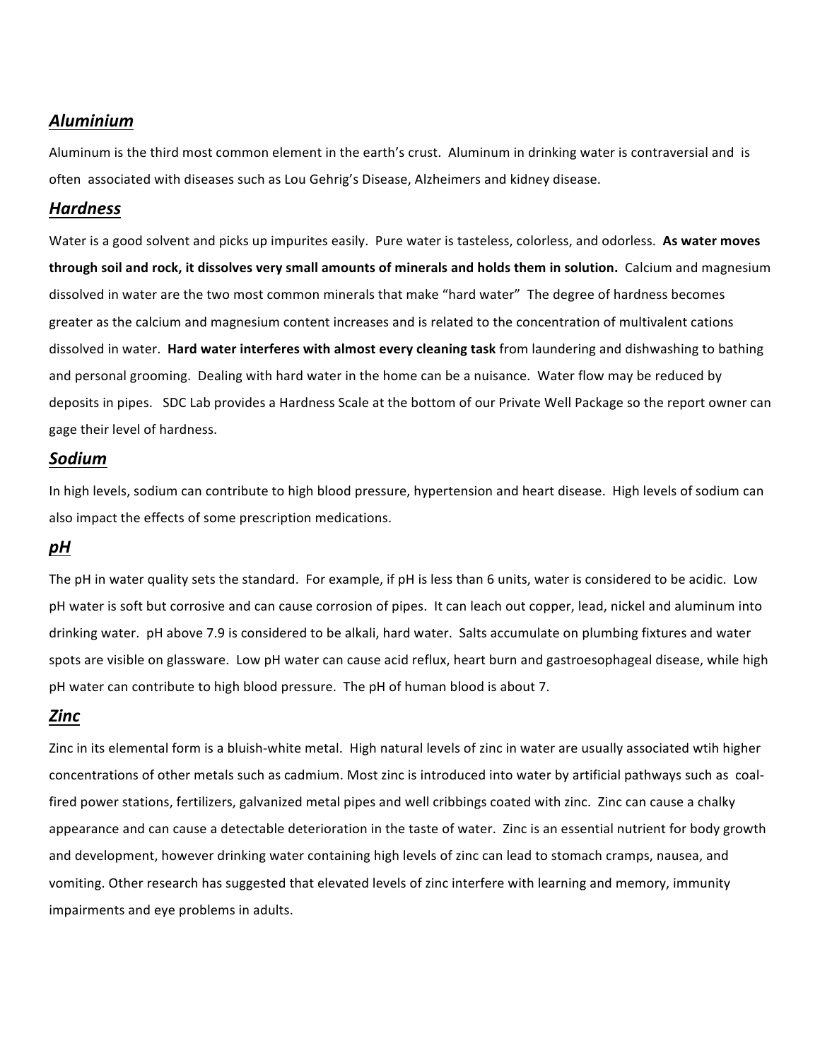## ***Aluminium***

Aluminum is the third most common element in the earth's crust. Aluminum in drinking water is contraversial and is often associated with diseases such as Lou Gehrig's Disease, Alzheimers and kidney disease.

## ***Hardness***

Water is a good solvent and picks up impurites easily. Pure water is tasteless, colorless, and odorless. **As water moves through soil and rock, it dissolves very small amounts of minerals and holds them in solution.** Calcium and magnesium dissolved in water are the two most common minerals that make "hard water" The degree of hardness becomes greater as the calcium and magnesium content increases and is related to the concentration of multivalent cations dissolved in water. **Hard water interferes with almost every cleaning task** from laundering and dishwashing to bathing and personal grooming. Dealing with hard water in the home can be a nuisance. Water flow may be reduced by deposits in pipes. SDC Lab provides a Hardness Scale at the bottom of our Private Well Package so the report owner can gage their level of hardness.

## ***Sodium***

In high levels, sodium can contribute to high blood pressure, hypertension and heart disease. High levels of sodium can also impact the effects of some prescription medications.

## ***pH***

The pH in water quality sets the standard. For example, if pH is less than 6 units, water is considered to be acidic. Low pH water is soft but corrosive and can cause corrosion of pipes. It can leach out copper, lead, nickel and aluminum into drinking water. pH above 7.9 is considered to be alkali, hard water. Salts accumulate on plumbing fixtures and water spots are visible on glassware. Low pH water can cause acid reflux, heart burn and gastroesophageal disease, while high pH water can contribute to high blood pressure. The pH of human blood is about 7.

## ***Zinc***

Zinc in its elemental form is a bluish-white metal. High natural levels of zinc in water are usually associated wtih higher concentrations of other metals such as cadmium. Most zinc is introduced into water by artificial pathways such as coal-fired power stations, fertilizers, galvanized metal pipes and well cribbings coated with zinc. Zinc can cause a chalky appearance and can cause a detectable deterioration in the taste of water. Zinc is an essential nutrient for body growth and development, however drinking water containing high levels of zinc can lead to stomach cramps, nausea, and vomiting. Other research has suggested that elevated levels of zinc interfere with learning and memory, immunity impairments and eye problems in adults.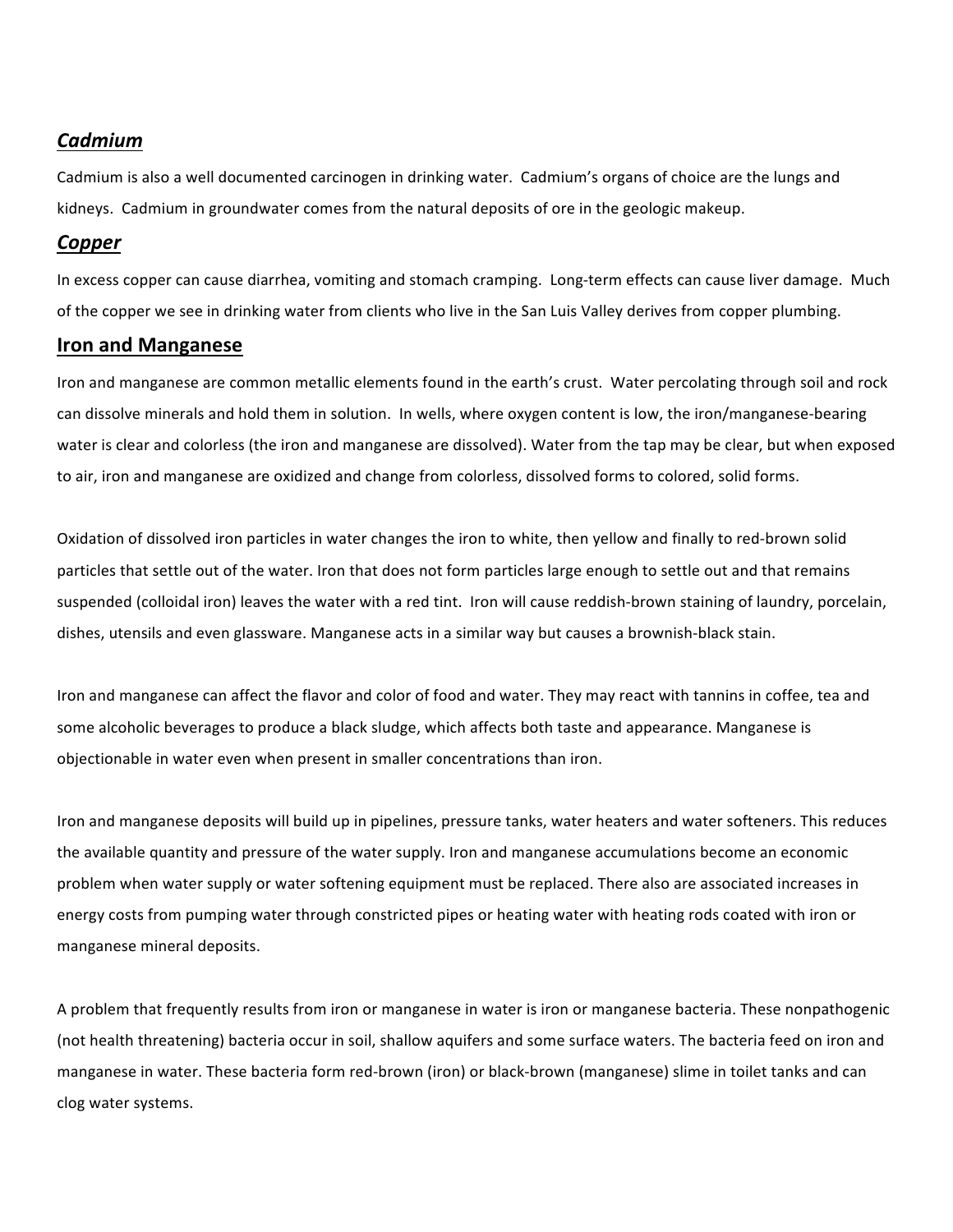## ***Cadmium***

Cadmium is also a well documented carcinogen in drinking water. Cadmium's organs of choice are the lungs and kidneys. Cadmium in groundwater comes from the natural deposits of ore in the geologic makeup.

## ***Copper***

In excess copper can cause diarrhea, vomiting and stomach cramping. Long-term effects can cause liver damage. Much of the copper we see in drinking water from clients who live in the San Luis Valley derives from copper plumbing.

## **Iron and Manganese**

Iron and manganese are common metallic elements found in the earth's crust. Water percolating through soil and rock can dissolve minerals and hold them in solution. In wells, where oxygen content is low, the iron/manganese-bearing water is clear and colorless (the iron and manganese are dissolved). Water from the tap may be clear, but when exposed to air, iron and manganese are oxidized and change from colorless, dissolved forms to colored, solid forms.

Oxidation of dissolved iron particles in water changes the iron to white, then yellow and finally to red-brown solid particles that settle out of the water. Iron that does not form particles large enough to settle out and that remains suspended (colloidal iron) leaves the water with a red tint. Iron will cause reddish-brown staining of laundry, porcelain, dishes, utensils and even glassware. Manganese acts in a similar way but causes a brownish-black stain.

Iron and manganese can affect the flavor and color of food and water. They may react with tannins in coffee, tea and some alcoholic beverages to produce a black sludge, which affects both taste and appearance. Manganese is objectionable in water even when present in smaller concentrations than iron.

Iron and manganese deposits will build up in pipelines, pressure tanks, water heaters and water softeners. This reduces the available quantity and pressure of the water supply. Iron and manganese accumulations become an economic problem when water supply or water softening equipment must be replaced. There also are associated increases in energy costs from pumping water through constricted pipes or heating water with heating rods coated with iron or manganese mineral deposits.

A problem that frequently results from iron or manganese in water is iron or manganese bacteria. These nonpathogenic (not health threatening) bacteria occur in soil, shallow aquifers and some surface waters. The bacteria feed on iron and manganese in water. These bacteria form red-brown (iron) or black-brown (manganese) slime in toilet tanks and can clog water systems.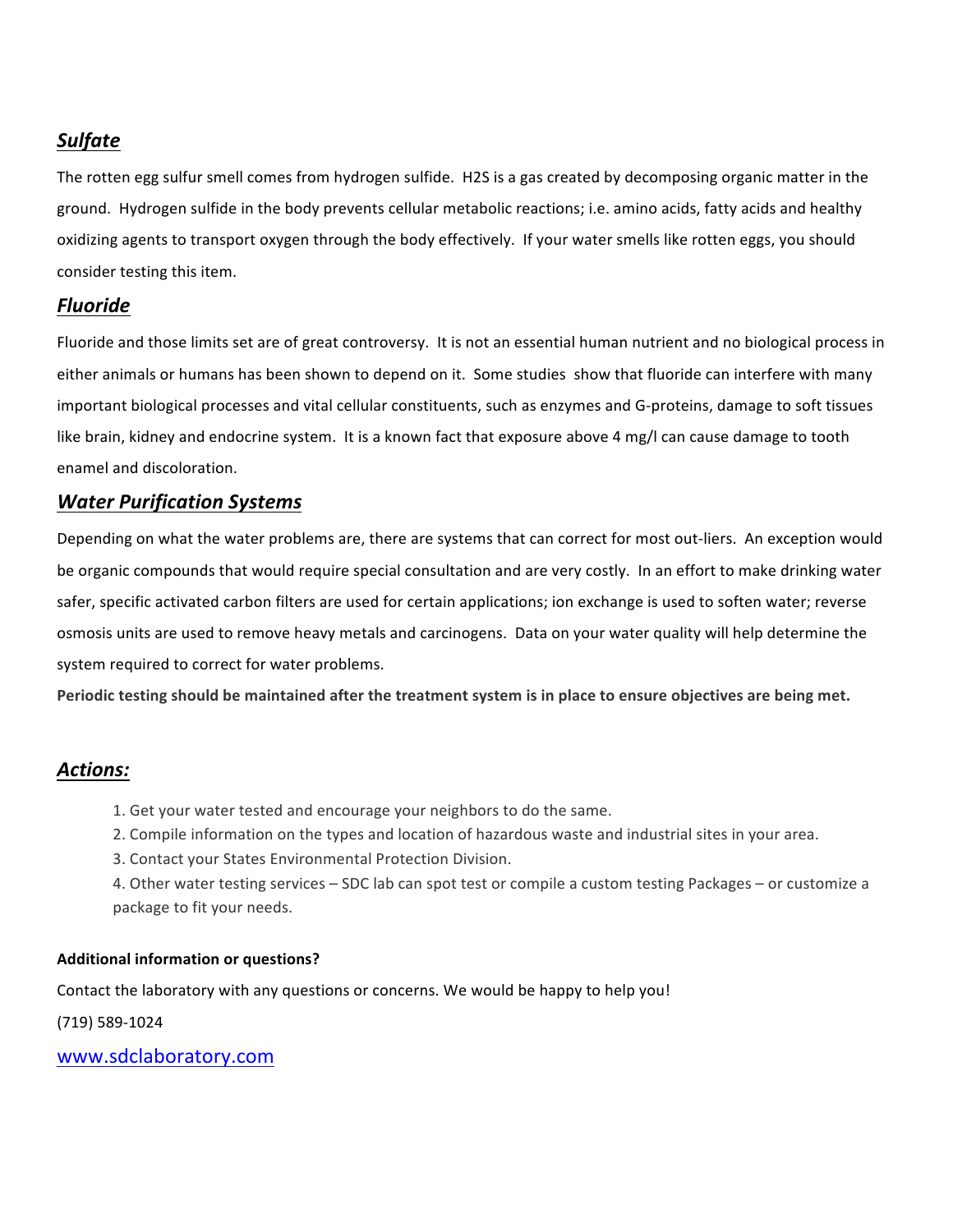## ***Sulfate***

The rotten egg sulfur smell comes from hydrogen sulfide. $H_2S$ is a gas created by decomposing organic matter in the ground. Hydrogen sulfide in the body prevents cellular metabolic reactions; i.e. amino acids, fatty acids and healthy oxidizing agents to transport oxygen through the body effectively. If your water smells like rotten eggs, you should consider testing this item.

## ***Fluoride***

Fluoride and those limits set are of great controversy. It is not an essential human nutrient and no biological process in either animals or humans has been shown to depend on it. Some studies show that fluoride can interfere with many important biological processes and vital cellular constituents, such as enzymes and G-proteins, damage to soft tissues like brain, kidney and endocrine system. It is a known fact that exposure above 4 mg/l can cause damage to tooth enamel and discoloration.

## ***Water Purification Systems***

Depending on what the water problems are, there are systems that can correct for most out-liers. An exception would be organic compounds that would require special consultation and are very costly. In an effort to make drinking water safer, specific activated carbon filters are used for certain applications; ion exchange is used to soften water; reverse osmosis units are used to remove heavy metals and carcinogens. Data on your water quality will help determine the system required to correct for water problems.

**Periodic testing should be maintained after the treatment system is in place to ensure objectives are being met.**

## ***Actions:***

1. Get your water tested and encourage your neighbors to do the same.
2. Compile information on the types and location of hazardous waste and industrial sites in your area.
3. Contact your States Environmental Protection Division.
4. Other water testing services – SDC lab can spot test or compile a custom testing Packages – or customize a package to fit your needs.

**Additional information or questions?**

Contact the laboratory with any questions or concerns. We would be happy to help you!

(719) 589-1024

www.sdclaboratory.com